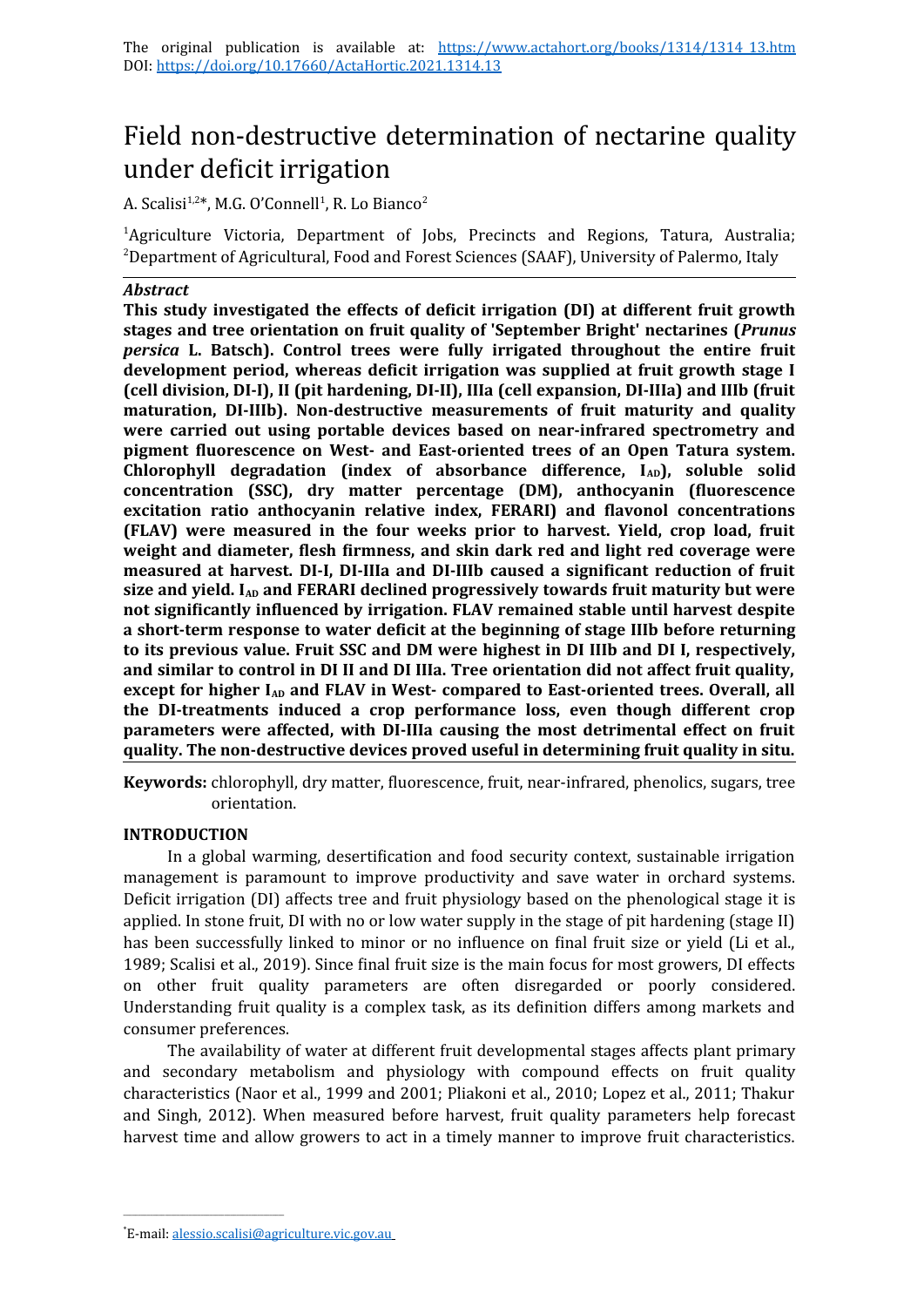The original publication is available at: https://www.actahort.org/books/1314/1314_13.htm
DOI: https://doi.org/10.17660/ActaHortic.2021.1314.13

# Field non-destructive determination of nectarine quality under deficit irrigation

A. Scalisi[1,2]*, M.G. O'Connell[1], R. Lo Bianco[2]

[1]Agriculture Victoria, Department of Jobs, Precincts and Regions, Tatura, Australia; [2]Department of Agricultural, Food and Forest Sciences (SAAF), University of Palermo, Italy

***Abstract***

**This study investigated the effects of deficit irrigation (DI) at different fruit growth stages and tree orientation on fruit quality of 'September Bright' nectarines (*Prunus persica* L. Batsch). Control trees were fully irrigated throughout the entire fruit development period, whereas deficit irrigation was supplied at fruit growth stage I (cell division, DI-I), II (pit hardening, DI-II), IIIa (cell expansion, DI-IIIa) and IIIb (fruit maturation, DI-IIIb). Non-destructive measurements of fruit maturity and quality were carried out using portable devices based on near-infrared spectrometry and pigment fluorescence on West- and East-oriented trees of an Open Tatura system. Chlorophyll degradation (index of absorbance difference, $I_{AD}$), soluble solid concentration (SSC), dry matter percentage (DM), anthocyanin (fluorescence excitation ratio anthocyanin relative index, FERARI) and flavonol concentrations (FLAV) were measured in the four weeks prior to harvest. Yield, crop load, fruit weight and diameter, flesh firmness, and skin dark red and light red coverage were measured at harvest. DI-I, DI-IIIa and DI-IIIb caused a significant reduction of fruit size and yield. $I_{AD}$ and FERARI declined progressively towards fruit maturity but were not significantly influenced by irrigation. FLAV remained stable until harvest despite a short-term response to water deficit at the beginning of stage IIIb before returning to its previous value. Fruit SSC and DM were highest in DI IIIb and DI I, respectively, and similar to control in DI II and DI IIIa. Tree orientation did not affect fruit quality, except for higher $I_{AD}$ and FLAV in West- compared to East-oriented trees. Overall, all the DI-treatments induced a crop performance loss, even though different crop parameters were affected, with DI-IIIa causing the most detrimental effect on fruit quality. The non-destructive devices proved useful in determining fruit quality in situ.**

**Keywords:** chlorophyll, dry matter, fluorescence, fruit, near-infrared, phenolics, sugars, tree orientation.

## INTRODUCTION

In a global warming, desertification and food security context, sustainable irrigation management is paramount to improve productivity and save water in orchard systems. Deficit irrigation (DI) affects tree and fruit physiology based on the phenological stage it is applied. In stone fruit, DI with no or low water supply in the stage of pit hardening (stage II) has been successfully linked to minor or no influence on final fruit size or yield (Li et al., 1989; Scalisi et al., 2019). Since final fruit size is the main focus for most growers, DI effects on other fruit quality parameters are often disregarded or poorly considered. Understanding fruit quality is a complex task, as its definition differs among markets and consumer preferences.

The availability of water at different fruit developmental stages affects plant primary and secondary metabolism and physiology with compound effects on fruit quality characteristics (Naor et al., 1999 and 2001; Pliakoni et al., 2010; Lopez et al., 2011; Thakur and Singh, 2012). When measured before harvest, fruit quality parameters help forecast harvest time and allow growers to act in a timely manner to improve fruit characteristics.

*E-mail: alessio.scalisi@agriculture.vic.gov.au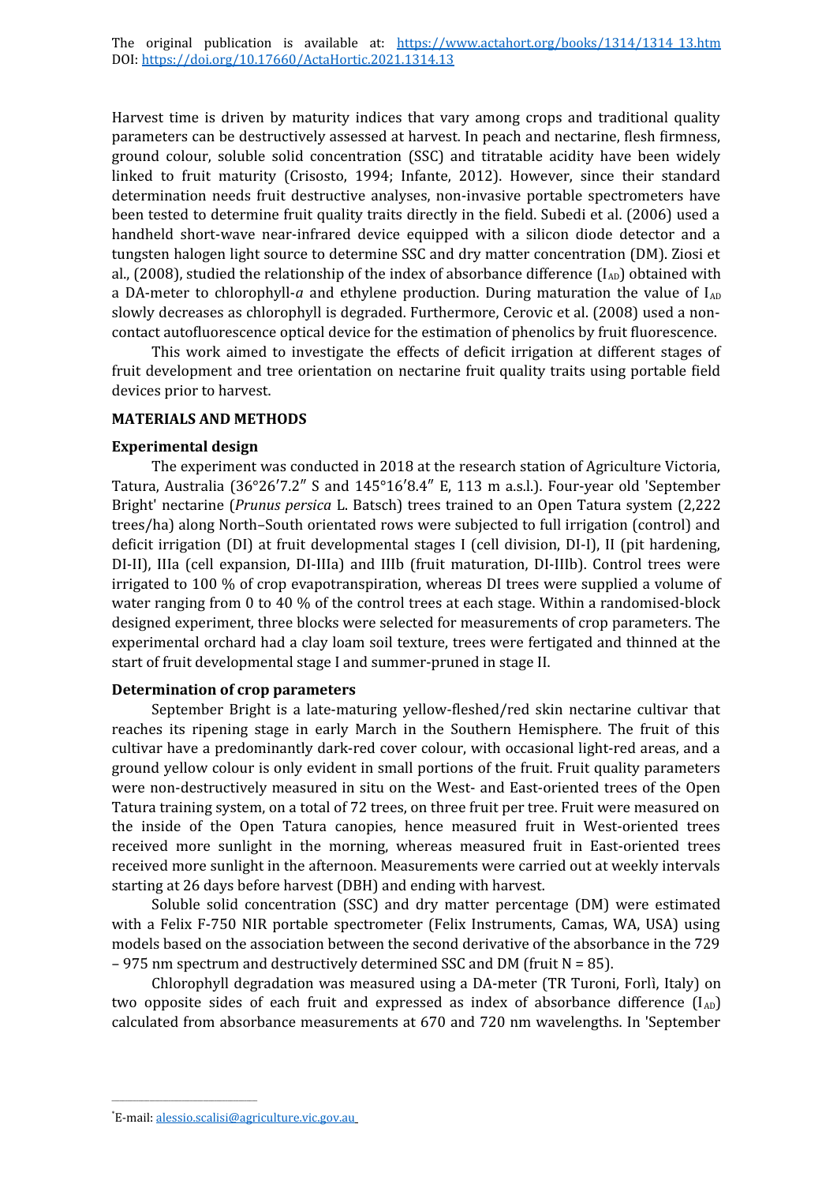The original publication is available at: https://www.actahort.org/books/1314/1314_13.htm
DOI: https://doi.org/10.17660/ActaHortic.2021.1314.13

Harvest time is driven by maturity indices that vary among crops and traditional quality parameters can be destructively assessed at harvest. In peach and nectarine, flesh firmness, ground colour, soluble solid concentration (SSC) and titratable acidity have been widely linked to fruit maturity (Crisosto, 1994; Infante, 2012). However, since their standard determination needs fruit destructive analyses, non-invasive portable spectrometers have been tested to determine fruit quality traits directly in the field. Subedi et al. (2006) used a handheld short-wave near-infrared device equipped with a silicon diode detector and a tungsten halogen light source to determine SSC and dry matter concentration (DM). Ziosi et al., (2008), studied the relationship of the index of absorbance difference ($I_{AD}$) obtained with a DA-meter to chlorophyll-*a* and ethylene production. During maturation the value of $I_{AD}$ slowly decreases as chlorophyll is degraded. Furthermore, Cerovic et al. (2008) used a non-contact autofluorescence optical device for the estimation of phenolics by fruit fluorescence.

This work aimed to investigate the effects of deficit irrigation at different stages of fruit development and tree orientation on nectarine fruit quality traits using portable field devices prior to harvest.

## MATERIALS AND METHODS

### Experimental design

The experiment was conducted in 2018 at the research station of Agriculture Victoria, Tatura, Australia (36°26′7.2″ S and 145°16′8.4″ E, 113 m a.s.l.). Four-year old 'September Bright' nectarine (*Prunus persica* L. Batsch) trees trained to an Open Tatura system (2,222 trees/ha) along North–South orientated rows were subjected to full irrigation (control) and deficit irrigation (DI) at fruit developmental stages I (cell division, DI-I), II (pit hardening, DI-II), IIIa (cell expansion, DI-IIIa) and IIIb (fruit maturation, DI-IIIb). Control trees were irrigated to 100 % of crop evapotranspiration, whereas DI trees were supplied a volume of water ranging from 0 to 40 % of the control trees at each stage. Within a randomised-block designed experiment, three blocks were selected for measurements of crop parameters. The experimental orchard had a clay loam soil texture, trees were fertigated and thinned at the start of fruit developmental stage I and summer-pruned in stage II.

### Determination of crop parameters

September Bright is a late-maturing yellow-fleshed/red skin nectarine cultivar that reaches its ripening stage in early March in the Southern Hemisphere. The fruit of this cultivar have a predominantly dark-red cover colour, with occasional light-red areas, and a ground yellow colour is only evident in small portions of the fruit. Fruit quality parameters were non-destructively measured in situ on the West- and East-oriented trees of the Open Tatura training system, on a total of 72 trees, on three fruit per tree. Fruit were measured on the inside of the Open Tatura canopies, hence measured fruit in West-oriented trees received more sunlight in the morning, whereas measured fruit in East-oriented trees received more sunlight in the afternoon. Measurements were carried out at weekly intervals starting at 26 days before harvest (DBH) and ending with harvest.

Soluble solid concentration (SSC) and dry matter percentage (DM) were estimated with a Felix F-750 NIR portable spectrometer (Felix Instruments, Camas, WA, USA) using models based on the association between the second derivative of the absorbance in the 729 – 975 nm spectrum and destructively determined SSC and DM (fruit N = 85).

Chlorophyll degradation was measured using a DA-meter (TR Turoni, Forlì, Italy) on two opposite sides of each fruit and expressed as index of absorbance difference ($I_{AD}$) calculated from absorbance measurements at 670 and 720 nm wavelengths. In 'September

*E-mail: alessio.scalisi@agriculture.vic.gov.au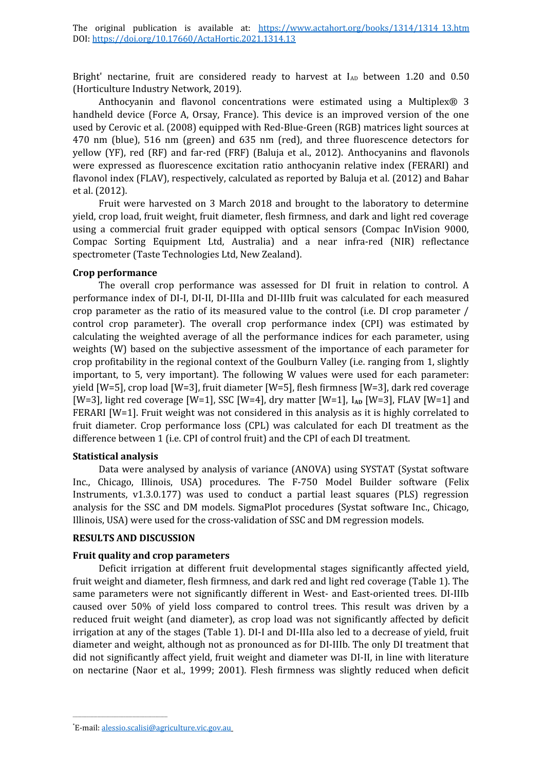Bright' nectarine, fruit are considered ready to harvest at $I_{AD}$ between 1.20 and 0.50 (Horticulture Industry Network, 2019).

Anthocyanin and flavonol concentrations were estimated using a Multiplex® 3 handheld device (Force A, Orsay, France). This device is an improved version of the one used by Cerovic et al. (2008) equipped with Red-Blue-Green (RGB) matrices light sources at 470 nm (blue), 516 nm (green) and 635 nm (red), and three fluorescence detectors for yellow (YF), red (RF) and far-red (FRF) (Baluja et al., 2012). Anthocyanins and flavonols were expressed as fluorescence excitation ratio anthocyanin relative index (FERARI) and flavonol index (FLAV), respectively, calculated as reported by Baluja et al. (2012) and Bahar et al. (2012).

Fruit were harvested on 3 March 2018 and brought to the laboratory to determine yield, crop load, fruit weight, fruit diameter, flesh firmness, and dark and light red coverage using a commercial fruit grader equipped with optical sensors (Compac InVision 9000, Compac Sorting Equipment Ltd, Australia) and a near infra-red (NIR) reflectance spectrometer (Taste Technologies Ltd, New Zealand).

**Crop performance**

The overall crop performance was assessed for DI fruit in relation to control. A performance index of DI-I, DI-II, DI-IIIa and DI-IIIb fruit was calculated for each measured crop parameter as the ratio of its measured value to the control (i.e. DI crop parameter / control crop parameter). The overall crop performance index (CPI) was estimated by calculating the weighted average of all the performance indices for each parameter, using weights (W) based on the subjective assessment of the importance of each parameter for crop profitability in the regional context of the Goulburn Valley (i.e. ranging from 1, slightly important, to 5, very important). The following W values were used for each parameter: yield [W=5], crop load [W=3], fruit diameter [W=5], flesh firmness [W=3], dark red coverage [W=3], light red coverage [W=1], SSC [W=4], dry matter [W=1], $\mathbf{I_{AD}}$ [W=3], FLAV [W=1] and FERARI [W=1]. Fruit weight was not considered in this analysis as it is highly correlated to fruit diameter. Crop performance loss (CPL) was calculated for each DI treatment as the difference between 1 (i.e. CPI of control fruit) and the CPI of each DI treatment.

**Statistical analysis**

Data were analysed by analysis of variance (ANOVA) using SYSTAT (Systat software Inc., Chicago, Illinois, USA) procedures. The F-750 Model Builder software (Felix Instruments, v1.3.0.177) was used to conduct a partial least squares (PLS) regression analysis for the SSC and DM models. SigmaPlot procedures (Systat software Inc., Chicago, Illinois, USA) were used for the cross-validation of SSC and DM regression models.

**RESULTS AND DISCUSSION**

**Fruit quality and crop parameters**

Deficit irrigation at different fruit developmental stages significantly affected yield, fruit weight and diameter, flesh firmness, and dark red and light red coverage (Table 1). The same parameters were not significantly different in West- and East-oriented trees. DI-IIIb caused over 50% of yield loss compared to control trees. This result was driven by a reduced fruit weight (and diameter), as crop load was not significantly affected by deficit irrigation at any of the stages (Table 1). DI-I and DI-IIIa also led to a decrease of yield, fruit diameter and weight, although not as pronounced as for DI-IIIb. The only DI treatment that did not significantly affect yield, fruit weight and diameter was DI-II, in line with literature on nectarine (Naor et al., 1999; 2001). Flesh firmness was slightly reduced when deficit

*E-mail: alessio.scalisi@agriculture.vic.gov.au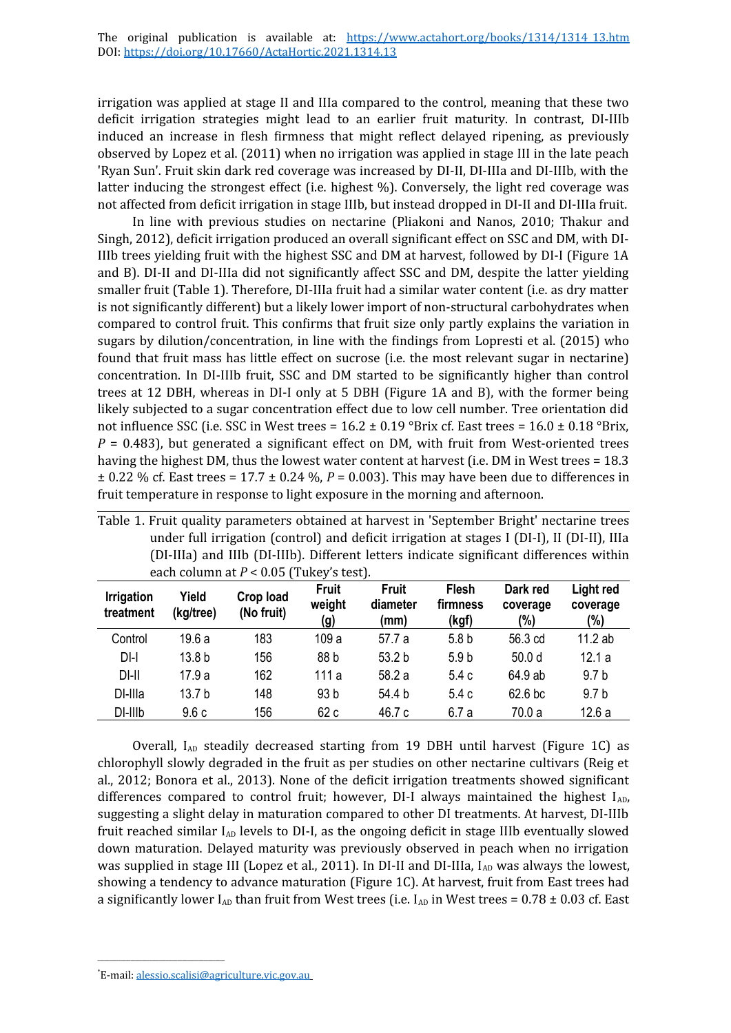irrigation was applied at stage II and IIIa compared to the control, meaning that these two deficit irrigation strategies might lead to an earlier fruit maturity. In contrast, DI-IIIb induced an increase in flesh firmness that might reflect delayed ripening, as previously observed by Lopez et al. (2011) when no irrigation was applied in stage III in the late peach 'Ryan Sun'. Fruit skin dark red coverage was increased by DI-II, DI-IIIa and DI-IIIb, with the latter inducing the strongest effect (i.e. highest %). Conversely, the light red coverage was not affected from deficit irrigation in stage IIIb, but instead dropped in DI-II and DI-IIIa fruit.

In line with previous studies on nectarine (Pliakoni and Nanos, 2010; Thakur and Singh, 2012), deficit irrigation produced an overall significant effect on SSC and DM, with DI-IIIb trees yielding fruit with the highest SSC and DM at harvest, followed by DI-I (Figure 1A and B). DI-II and DI-IIIa did not significantly affect SSC and DM, despite the latter yielding smaller fruit (Table 1). Therefore, DI-IIIa fruit had a similar water content (i.e. as dry matter is not significantly different) but a likely lower import of non-structural carbohydrates when compared to control fruit. This confirms that fruit size only partly explains the variation in sugars by dilution/concentration, in line with the findings from Lopresti et al. (2015) who found that fruit mass has little effect on sucrose (i.e. the most relevant sugar in nectarine) concentration. In DI-IIIb fruit, SSC and DM started to be significantly higher than control trees at 12 DBH, whereas in DI-I only at 5 DBH (Figure 1A and B), with the former being likely subjected to a sugar concentration effect due to low cell number. Tree orientation did not influence SSC (i.e. SSC in West trees = 16.2 ± 0.19 °Brix cf. East trees = 16.0 ± 0.18 °Brix, $P$ = 0.483), but generated a significant effect on DM, with fruit from West-oriented trees having the highest DM, thus the lowest water content at harvest (i.e. DM in West trees = 18.3 ± 0.22 % cf. East trees = 17.7 ± 0.24 %, $P$ = 0.003). This may have been due to differences in fruit temperature in response to light exposure in the morning and afternoon.

Table 1. Fruit quality parameters obtained at harvest in 'September Bright' nectarine trees under full irrigation (control) and deficit irrigation at stages I (DI-I), II (DI-II), IIIa (DI-IIIa) and IIIb (DI-IIIb). Different letters indicate significant differences within each column at $P$ < 0.05 (Tukey's test).

| Irrigation treatment | Yield (kg/tree) | Crop load (No fruit) | Fruit weight (g) | Fruit diameter (mm) | Flesh firmness (kgf) | Dark red coverage (%) | Light red coverage (%) |
|---|---|---|---|---|---|---|---|
| Control | 19.6 a | 183 | 109 a | 57.7 a | 5.8 b | 56.3 cd | 11.2 ab |
| DI-I | 13.8 b | 156 | 88 b | 53.2 b | 5.9 b | 50.0 d | 12.1 a |
| DI-II | 17.9 a | 162 | 111 a | 58.2 a | 5.4 c | 64.9 ab | 9.7 b |
| DI-IIIa | 13.7 b | 148 | 93 b | 54.4 b | 5.4 c | 62.6 bc | 9.7 b |
| DI-IIIb | 9.6 c | 156 | 62 c | 46.7 c | 6.7 a | 70.0 a | 12.6 a |

Overall, $I_{AD}$ steadily decreased starting from 19 DBH until harvest (Figure 1C) as chlorophyll slowly degraded in the fruit as per studies on other nectarine cultivars (Reig et al., 2012; Bonora et al., 2013). None of the deficit irrigation treatments showed significant differences compared to control fruit; however, DI-I always maintained the highest $I_{AD}$, suggesting a slight delay in maturation compared to other DI treatments. At harvest, DI-IIIb fruit reached similar $I_{AD}$ levels to DI-I, as the ongoing deficit in stage IIIb eventually slowed down maturation. Delayed maturity was previously observed in peach when no irrigation was supplied in stage III (Lopez et al., 2011). In DI-II and DI-IIIa, $I_{AD}$ was always the lowest, showing a tendency to advance maturation (Figure 1C). At harvest, fruit from East trees had a significantly lower $I_{AD}$ than fruit from West trees (i.e. $I_{AD}$ in West trees = 0.78 ± 0.03 cf. East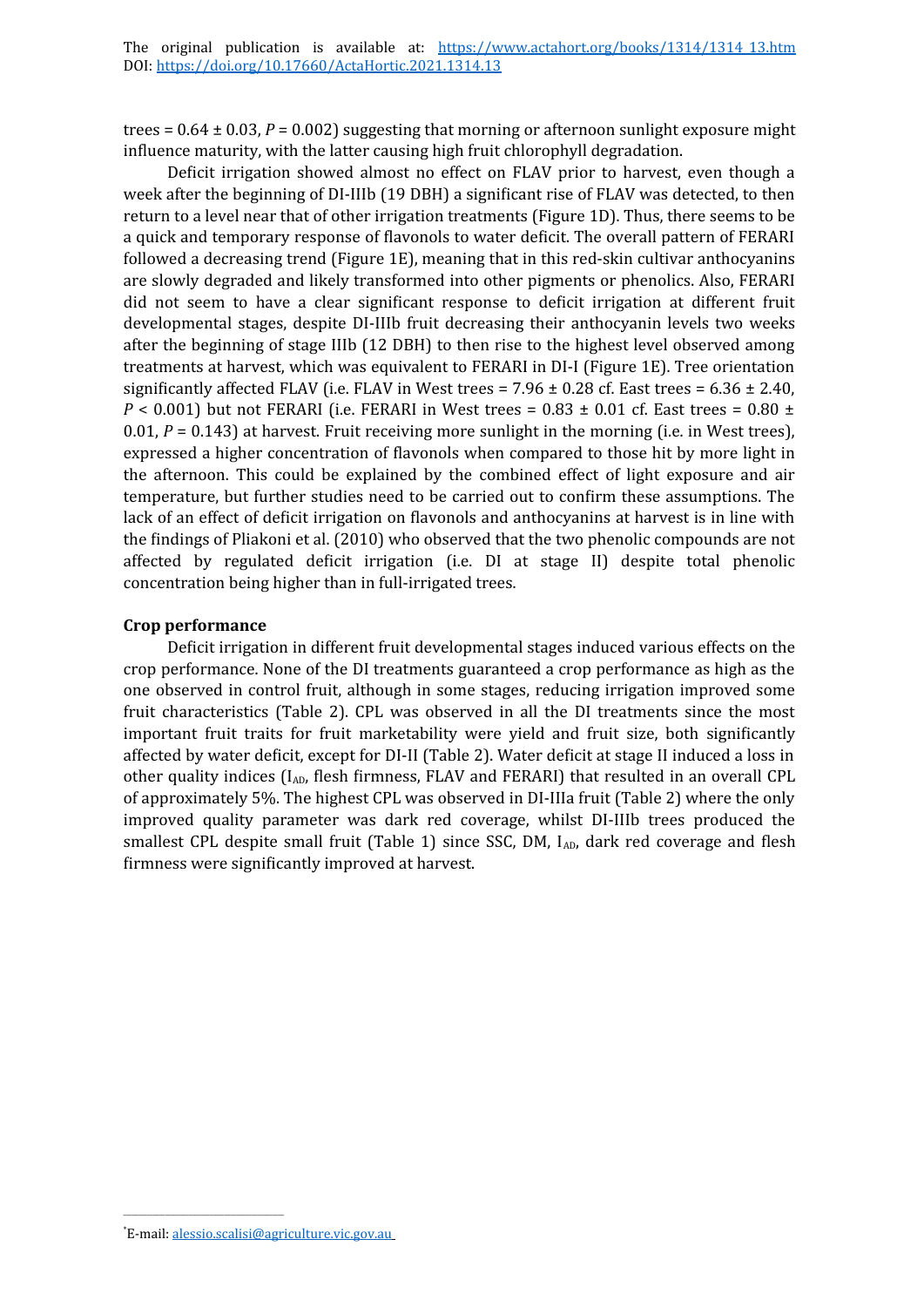trees = 0.64 ± 0.03, $P = 0.002$) suggesting that morning or afternoon sunlight exposure might influence maturity, with the latter causing high fruit chlorophyll degradation.

Deficit irrigation showed almost no effect on FLAV prior to harvest, even though a week after the beginning of DI-IIIb (19 DBH) a significant rise of FLAV was detected, to then return to a level near that of other irrigation treatments (Figure 1D). Thus, there seems to be a quick and temporary response of flavonols to water deficit. The overall pattern of FERARI followed a decreasing trend (Figure 1E), meaning that in this red-skin cultivar anthocyanins are slowly degraded and likely transformed into other pigments or phenolics. Also, FERARI did not seem to have a clear significant response to deficit irrigation at different fruit developmental stages, despite DI-IIIb fruit decreasing their anthocyanin levels two weeks after the beginning of stage IIIb (12 DBH) to then rise to the highest level observed among treatments at harvest, which was equivalent to FERARI in DI-I (Figure 1E). Tree orientation significantly affected FLAV (i.e. FLAV in West trees = 7.96 ± 0.28 cf. East trees = 6.36 ± 2.40, $P < 0.001$) but not FERARI (i.e. FERARI in West trees = 0.83 ± 0.01 cf. East trees = 0.80 ± 0.01, $P = 0.143$) at harvest. Fruit receiving more sunlight in the morning (i.e. in West trees), expressed a higher concentration of flavonols when compared to those hit by more light in the afternoon. This could be explained by the combined effect of light exposure and air temperature, but further studies need to be carried out to confirm these assumptions. The lack of an effect of deficit irrigation on flavonols and anthocyanins at harvest is in line with the findings of Pliakoni et al. (2010) who observed that the two phenolic compounds are not affected by regulated deficit irrigation (i.e. DI at stage II) despite total phenolic concentration being higher than in full-irrigated trees.

**Crop performance**

Deficit irrigation in different fruit developmental stages induced various effects on the crop performance. None of the DI treatments guaranteed a crop performance as high as the one observed in control fruit, although in some stages, reducing irrigation improved some fruit characteristics (Table 2). CPL was observed in all the DI treatments since the most important fruit traits for fruit marketability were yield and fruit size, both significantly affected by water deficit, except for DI-II (Table 2). Water deficit at stage II induced a loss in other quality indices ($I_{AD}$, flesh firmness, FLAV and FERARI) that resulted in an overall CPL of approximately 5%. The highest CPL was observed in DI-IIIa fruit (Table 2) where the only improved quality parameter was dark red coverage, whilst DI-IIIb trees produced the smallest CPL despite small fruit (Table 1) since SSC, DM, $I_{AD}$, dark red coverage and flesh firmness were significantly improved at harvest.

[*]E-mail: alessio.scalisi@agriculture.vic.gov.au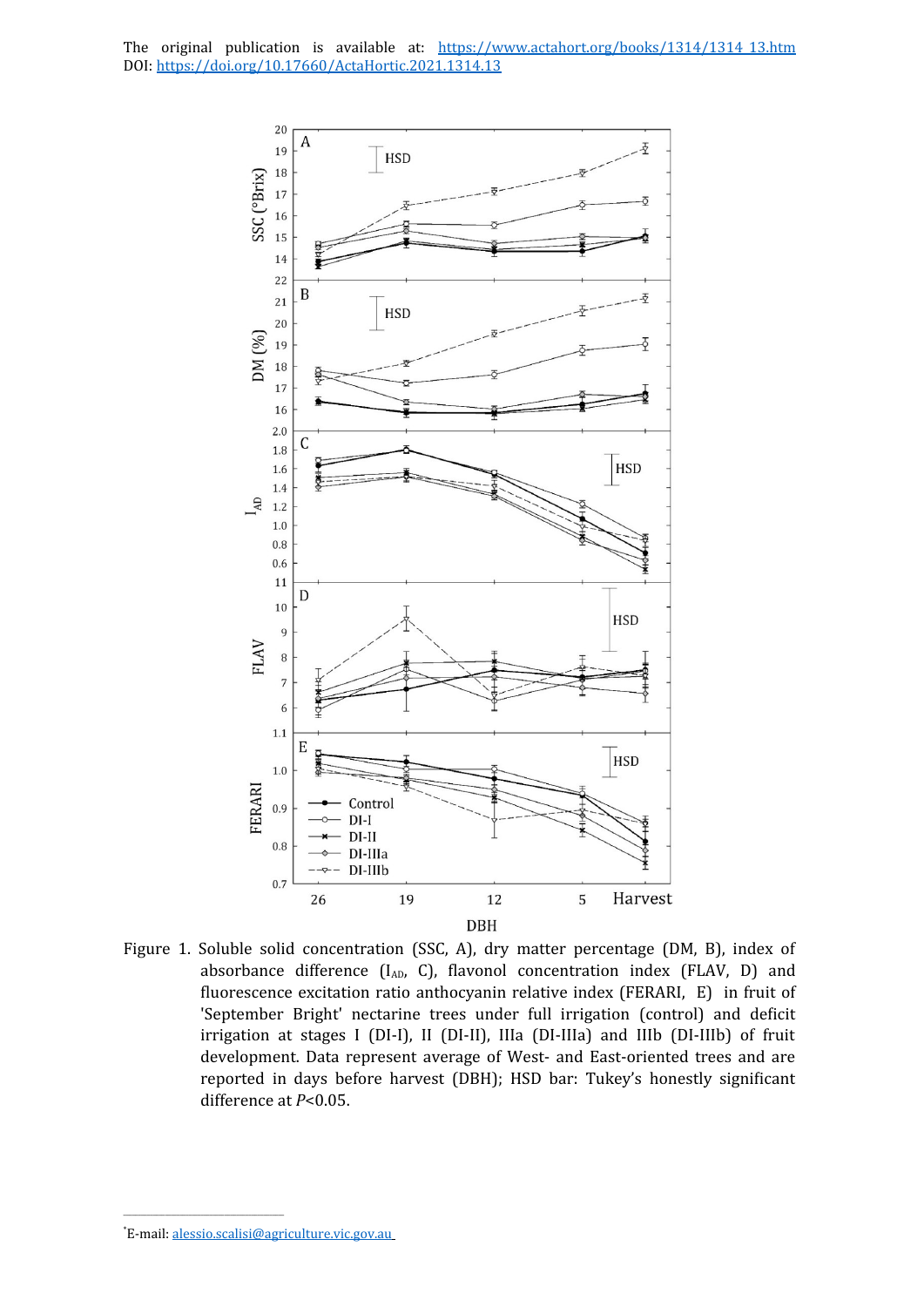The original publication is available at: https://www.actahort.org/books/1314/1314_13.htm
DOI: https://doi.org/10.17660/ActaHortic.2021.1314.13

Figure 1. Soluble solid concentration (SSC, A), dry matter percentage (DM, B), index of absorbance difference ($I_{AD}$, C), flavonol concentration index (FLAV, D) and fluorescence excitation ratio anthocyanin relative index (FERARI, E) in fruit of 'September Bright' nectarine trees under full irrigation (control) and deficit irrigation at stages I (DI-I), II (DI-II), IIIa (DI-IIIa) and IIIb (DI-IIIb) of fruit development. Data represent average of West- and East-oriented trees and are reported in days before harvest (DBH); HSD bar: Tukey's honestly significant difference at $P<0.05$.

*E-mail: alessio.scalisi@agriculture.vic.gov.au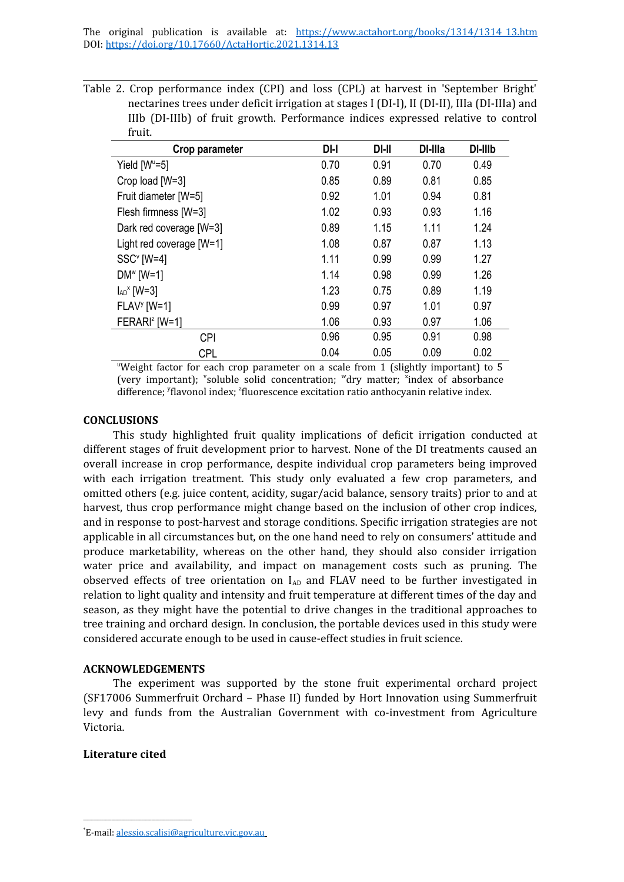The original publication is available at: https://www.actahort.org/books/1314/1314_13.htm
DOI: https://doi.org/10.17660/ActaHortic.2021.1314.13

Table 2. Crop performance index (CPI) and loss (CPL) at harvest in 'September Bright' nectarines trees under deficit irrigation at stages I (DI-I), II (DI-II), IIIa (DI-IIIa) and IIIb (DI-IIIb) of fruit growth. Performance indices expressed relative to control fruit.

| Crop parameter | DI-I | DI-II | DI-IIIa | DI-IIIb |
|---|---|---|---|---|
| Yield [W[u]=5] | 0.70 | 0.91 | 0.70 | 0.49 |
| Crop load [W=3] | 0.85 | 0.89 | 0.81 | 0.85 |
| Fruit diameter [W=5] | 0.92 | 1.01 | 0.94 | 0.81 |
| Flesh firmness [W=3] | 1.02 | 0.93 | 0.93 | 1.16 |
| Dark red coverage [W=3] | 0.89 | 1.15 | 1.11 | 1.24 |
| Light red coverage [W=1] | 1.08 | 0.87 | 0.87 | 1.13 |
| SSC[v] [W=4] | 1.11 | 0.99 | 0.99 | 1.27 |
| DM[w] [W=1] | 1.14 | 0.98 | 0.99 | 1.26 |
| $I_{AD}$[x] [W=3] | 1.23 | 0.75 | 0.89 | 1.19 |
| FLAV[y] [W=1] | 0.99 | 0.97 | 1.01 | 0.97 |
| FERARI[z] [W=1] | 1.06 | 0.93 | 0.97 | 1.06 |
| CPI | 0.96 | 0.95 | 0.91 | 0.98 |
| CPL | 0.04 | 0.05 | 0.09 | 0.02 |

[u]Weight factor for each crop parameter on a scale from 1 (slightly important) to 5 (very important); [v]soluble solid concentration; [w]dry matter; [x]index of absorbance difference; [y]flavonol index; [z]fluorescence excitation ratio anthocyanin relative index.

## CONCLUSIONS

This study highlighted fruit quality implications of deficit irrigation conducted at different stages of fruit development prior to harvest. None of the DI treatments caused an overall increase in crop performance, despite individual crop parameters being improved with each irrigation treatment. This study only evaluated a few crop parameters, and omitted others (e.g. juice content, acidity, sugar/acid balance, sensory traits) prior to and at harvest, thus crop performance might change based on the inclusion of other crop indices, and in response to post-harvest and storage conditions. Specific irrigation strategies are not applicable in all circumstances but, on the one hand need to rely on consumers' attitude and produce marketability, whereas on the other hand, they should also consider irrigation water price and availability, and impact on management costs such as pruning. The observed effects of tree orientation on $I_{AD}$ and FLAV need to be further investigated in relation to light quality and intensity and fruit temperature at different times of the day and season, as they might have the potential to drive changes in the traditional approaches to tree training and orchard design. In conclusion, the portable devices used in this study were considered accurate enough to be used in cause-effect studies in fruit science.

## ACKNOWLEDGEMENTS

The experiment was supported by the stone fruit experimental orchard project (SF17006 Summerfruit Orchard – Phase II) funded by Hort Innovation using Summerfruit levy and funds from the Australian Government with co-investment from Agriculture Victoria.

## Literature cited

[*]E-mail: alessio.scalisi@agriculture.vic.gov.au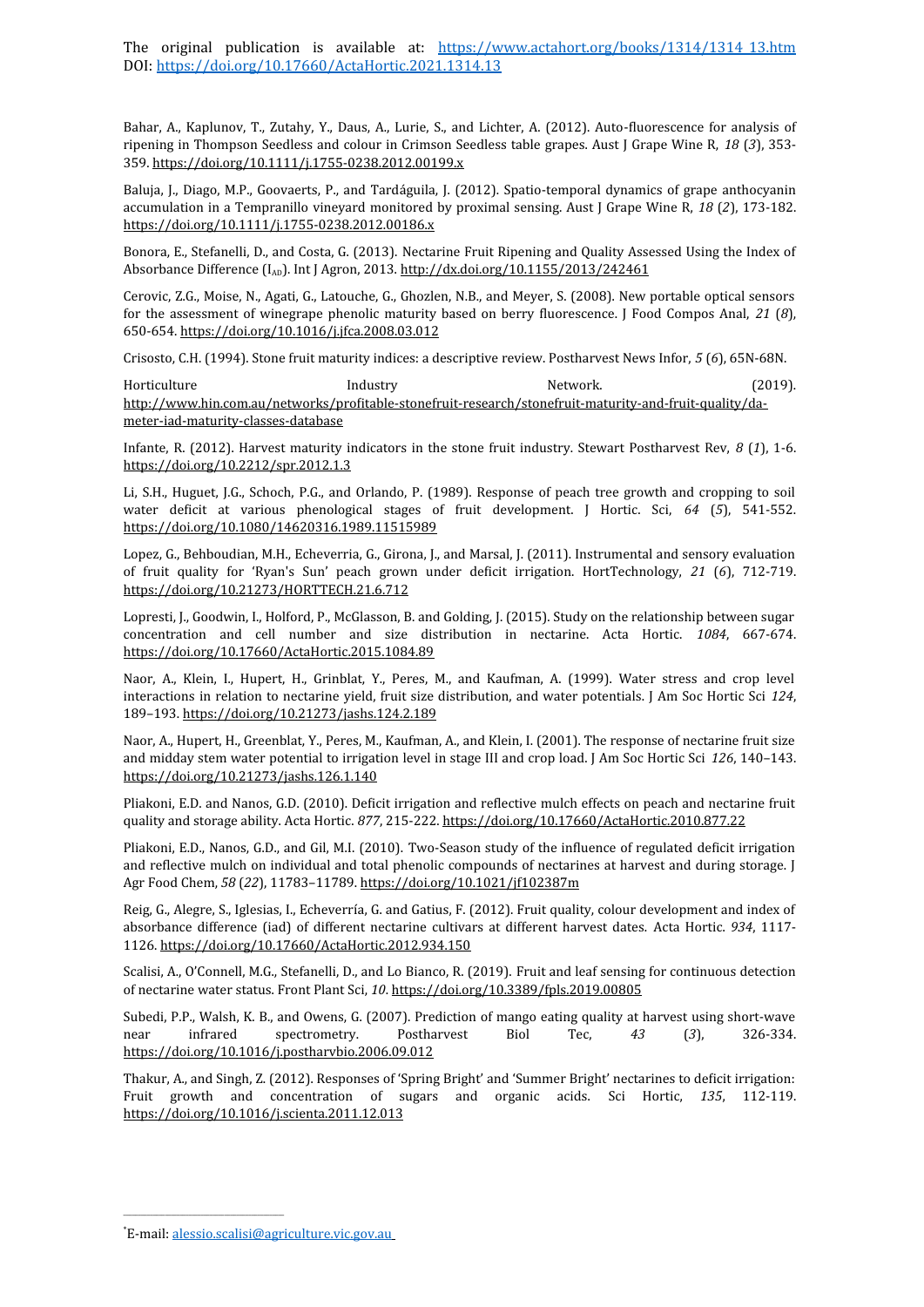The original publication is available at: https://www.actahort.org/books/1314/1314_13.htm
DOI: https://doi.org/10.17660/ActaHortic.2021.1314.13

Bahar, A., Kaplunov, T., Zutahy, Y., Daus, A., Lurie, S., and Lichter, A. (2012). Auto-fluorescence for analysis of ripening in Thompson Seedless and colour in Crimson Seedless table grapes. Aust J Grape Wine R, *18* (*3*), 353-359. https://doi.org/10.1111/j.1755-0238.2012.00199.x

Baluja, J., Diago, M.P., Goovaerts, P., and Tardáguila, J. (2012). Spatio-temporal dynamics of grape anthocyanin accumulation in a Tempranillo vineyard monitored by proximal sensing. Aust J Grape Wine R, *18* (*2*), 173-182. https://doi.org/10.1111/j.1755-0238.2012.00186.x

Bonora, E., Stefanelli, D., and Costa, G. (2013). Nectarine Fruit Ripening and Quality Assessed Using the Index of Absorbance Difference ($I_{AD}$). Int J Agron, 2013. http://dx.doi.org/10.1155/2013/242461

Cerovic, Z.G., Moise, N., Agati, G., Latouche, G., Ghozlen, N.B., and Meyer, S. (2008). New portable optical sensors for the assessment of winegrape phenolic maturity based on berry fluorescence. J Food Compos Anal, *21* (*8*), 650-654. https://doi.org/10.1016/j.jfca.2008.03.012

Crisosto, C.H. (1994). Stone fruit maturity indices: a descriptive review. Postharvest News Infor, *5* (*6*), 65N-68N.

Horticulture Industry Network. (2019). http://www.hin.com.au/networks/profitable-stonefruit-research/stonefruit-maturity-and-fruit-quality/da-meter-iad-maturity-classes-database

Infante, R. (2012). Harvest maturity indicators in the stone fruit industry. Stewart Postharvest Rev, *8* (*1*), 1-6. https://doi.org/10.2212/spr.2012.1.3

Li, S.H., Huguet, J.G., Schoch, P.G., and Orlando, P. (1989). Response of peach tree growth and cropping to soil water deficit at various phenological stages of fruit development. J Hortic. Sci, *64* (*5*), 541-552. https://doi.org/10.1080/14620316.1989.11515989

Lopez, G., Behboudian, M.H., Echeverria, G., Girona, J., and Marsal, J. (2011). Instrumental and sensory evaluation of fruit quality for 'Ryan's Sun' peach grown under deficit irrigation. HortTechnology, *21* (*6*), 712-719. https://doi.org/10.21273/HORTTECH.21.6.712

Lopresti, J., Goodwin, I., Holford, P., McGlasson, B. and Golding, J. (2015). Study on the relationship between sugar concentration and cell number and size distribution in nectarine. Acta Hortic. *1084*, 667-674. https://doi.org/10.17660/ActaHortic.2015.1084.89

Naor, A., Klein, I., Hupert, H., Grinblat, Y., Peres, M., and Kaufman, A. (1999). Water stress and crop level interactions in relation to nectarine yield, fruit size distribution, and water potentials. J Am Soc Hortic Sci *124*, 189–193. https://doi.org/10.21273/jashs.124.2.189

Naor, A., Hupert, H., Greenblat, Y., Peres, M., Kaufman, A., and Klein, I. (2001). The response of nectarine fruit size and midday stem water potential to irrigation level in stage III and crop load. J Am Soc Hortic Sci *126*, 140–143. https://doi.org/10.21273/jashs.126.1.140

Pliakoni, E.D. and Nanos, G.D. (2010). Deficit irrigation and reflective mulch effects on peach and nectarine fruit quality and storage ability. Acta Hortic. *877*, 215-222. https://doi.org/10.17660/ActaHortic.2010.877.22

Pliakoni, E.D., Nanos, G.D., and Gil, M.I. (2010). Two-Season study of the influence of regulated deficit irrigation and reflective mulch on individual and total phenolic compounds of nectarines at harvest and during storage. J Agr Food Chem, *58* (*22*), 11783–11789. https://doi.org/10.1021/jf102387m

Reig, G., Alegre, S., Iglesias, I., Echeverría, G. and Gatius, F. (2012). Fruit quality, colour development and index of absorbance difference (iad) of different nectarine cultivars at different harvest dates. Acta Hortic. *934*, 1117-1126. https://doi.org/10.17660/ActaHortic.2012.934.150

Scalisi, A., O'Connell, M.G., Stefanelli, D., and Lo Bianco, R. (2019). Fruit and leaf sensing for continuous detection of nectarine water status. Front Plant Sci, *10*. https://doi.org/10.3389/fpls.2019.00805

Subedi, P.P., Walsh, K. B., and Owens, G. (2007). Prediction of mango eating quality at harvest using short-wave near infrared spectrometry. Postharvest Biol Tec, *43* (*3*), 326-334. https://doi.org/10.1016/j.postharvbio.2006.09.012

Thakur, A., and Singh, Z. (2012). Responses of 'Spring Bright' and 'Summer Bright' nectarines to deficit irrigation: Fruit growth and concentration of sugars and organic acids. Sci Hortic, *135*, 112-119. https://doi.org/10.1016/j.scienta.2011.12.013

---

*E-mail: alessio.scalisi@agriculture.vic.gov.au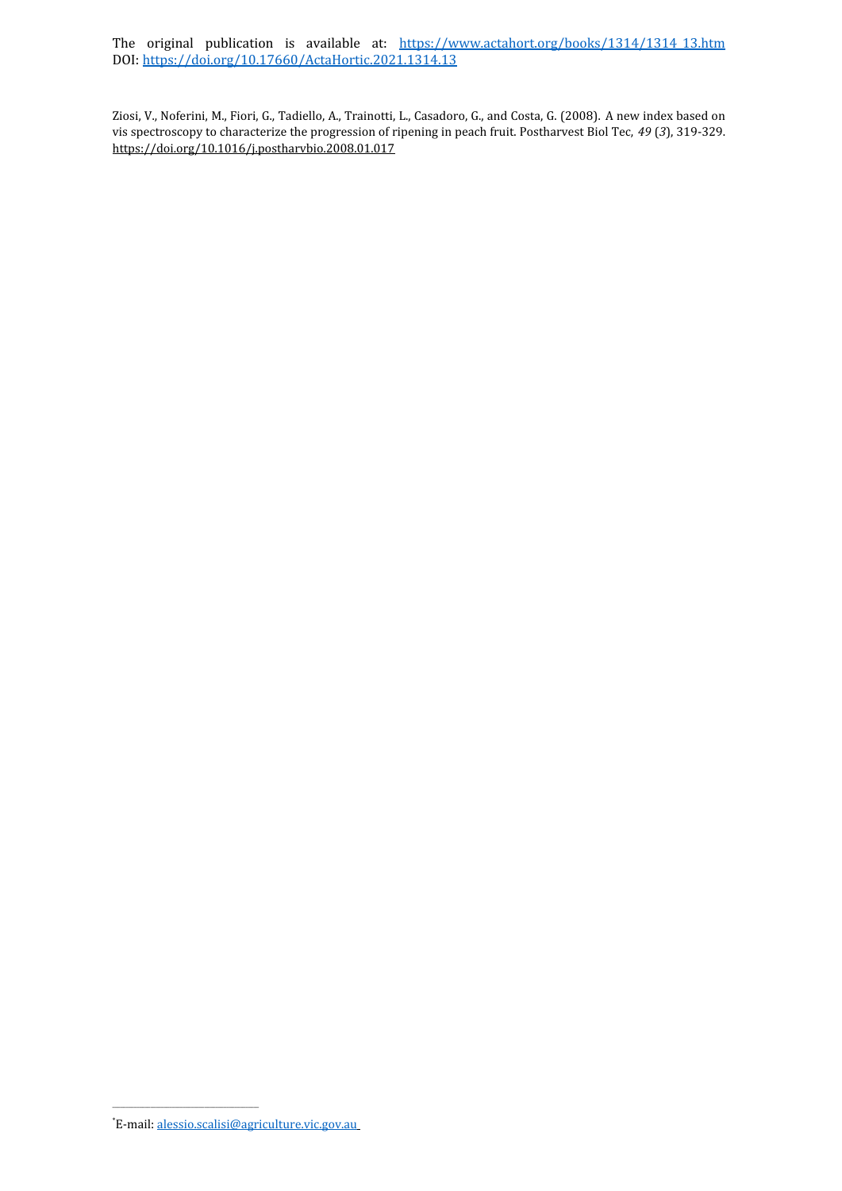Ziosi, V., Noferini, M., Fiori, G., Tadiello, A., Trainotti, L., Casadoro, G., and Costa, G. (2008). A new index based on vis spectroscopy to characterize the progression of ripening in peach fruit. Postharvest Biol Tec, *49* (*3*), 319-329. https://doi.org/10.1016/j.postharvbio.2008.01.017